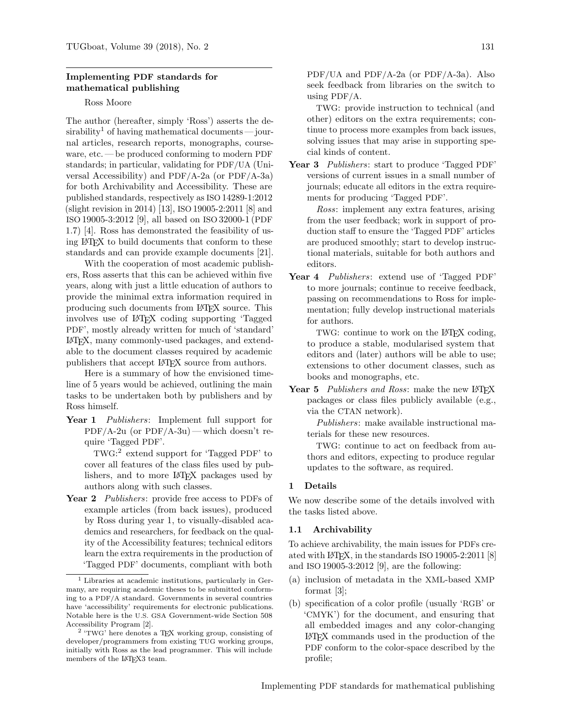## Implementing PDF standards for mathematical publishing

Ross Moore

The author (hereafter, simply 'Ross') asserts the desirability[1] of having mathematical documents — journal articles, research reports, monographs, courseware, etc. — be produced conforming to modern PDF standards; in particular, validating for PDF/UA (Universal Accessibility) and PDF/A-2a (or PDF/A-3a) for both Archivability and Accessibility. These are published standards, respectively as ISO 14289-1:2012 (slight revision in 2014) [13], ISO 19005-2:2011 [8] and ISO 19005-3:2012 [9], all based on ISO 32000-1 (PDF 1.7) [4]. Ross has demonstrated the feasibility of using LaTeX to build documents that conform to these standards and can provide example documents [21].

With the cooperation of most academic publishers, Ross asserts that this can be achieved within five years, along with just a little education of authors to provide the minimal extra information required in producing such documents from LaTeX source. This involves use of LaTeX coding supporting 'Tagged PDF', mostly already written for much of 'standard' LaTeX, many commonly-used packages, and extendable to the document classes required by academic publishers that accept LaTeX source from authors.

Here is a summary of how the envisioned timeline of 5 years would be achieved, outlining the main tasks to be undertaken both by publishers and by Ross himself.

**Year 1** *Publishers*: Implement full support for PDF/A-2u (or PDF/A-3u) — which doesn't require 'Tagged PDF'.

TWG:[2] extend support for 'Tagged PDF' to cover all features of the class files used by publishers, and to more LaTeX packages used by authors along with such classes.

**Year 2** *Publishers*: provide free access to PDFs of example articles (from back issues), produced by Ross during year 1, to visually-disabled academics and researchers, for feedback on the quality of the Accessibility features; technical editors learn the extra requirements in the production of 'Tagged PDF' documents, compliant with both PDF/UA and PDF/A-2a (or PDF/A-3a). Also seek feedback from libraries on the switch to using PDF/A.

TWG: provide instruction to technical (and other) editors on the extra requirements; continue to process more examples from back issues, solving issues that may arise in supporting special kinds of content.

**Year 3** *Publishers*: start to produce 'Tagged PDF' versions of current issues in a small number of journals; educate all editors in the extra requirements for producing 'Tagged PDF'.

*Ross*: implement any extra features, arising from the user feedback; work in support of production staff to ensure the 'Tagged PDF' articles are produced smoothly; start to develop instructional materials, suitable for both authors and editors.

**Year 4** *Publishers*: extend use of 'Tagged PDF' to more journals; continue to receive feedback, passing on recommendations to Ross for implementation; fully develop instructional materials for authors.

TWG: continue to work on the LaTeX coding, to produce a stable, modularised system that editors and (later) authors will be able to use; extensions to other document classes, such as books and monographs, etc.

**Year 5** *Publishers and Ross*: make the new LaTeX packages or class files publicly available (e.g., via the CTAN network).

*Publishers*: make available instructional materials for these new resources.

TWG: continue to act on feedback from authors and editors, expecting to produce regular updates to the software, as required.

### 1 Details

We now describe some of the details involved with the tasks listed above.

#### 1.1 Archivability

To achieve archivability, the main issues for PDFs created with LaTeX, in the standards ISO 19005-2:2011 [8] and ISO 19005-3:2012 [9], are the following:

(a) inclusion of metadata in the XML-based XMP format [3];

(b) specification of a color profile (usually 'RGB' or 'CMYK') for the document, and ensuring that all embedded images and any color-changing LaTeX commands used in the production of the PDF conform to the color-space described by the profile;

---

[1] Libraries at academic institutions, particularly in Germany, are requiring academic theses to be submitted conforming to a PDF/A standard. Governments in several countries have 'accessibility' requirements for electronic publications. Notable here is the U.S. GSA Government-wide Section 508 Accessibility Program [2].

[2] 'TWG' here denotes a TeX working group, consisting of developer/programmers from existing TUG working groups, initially with Ross as the lead programmer. This will include members of the LaTeX3 team.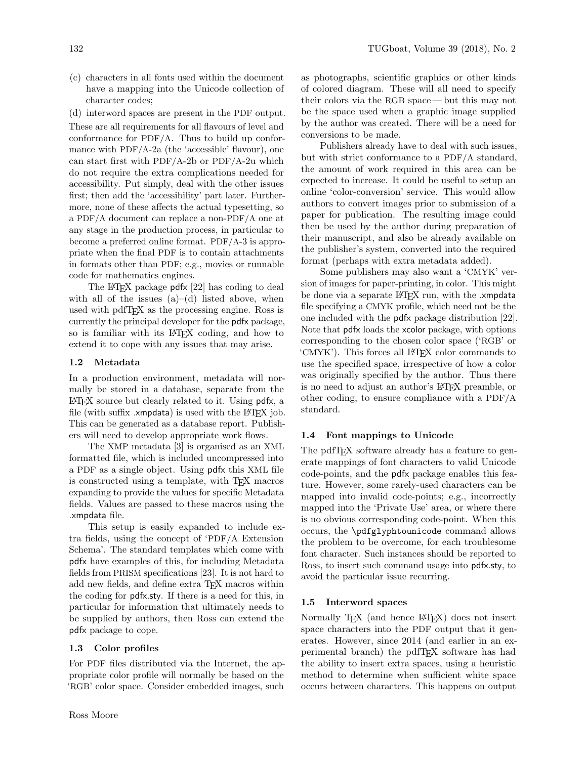(c) characters in all fonts used within the document have a mapping into the Unicode collection of character codes;

(d) interword spaces are present in the PDF output.

These are all requirements for all flavours of level and conformance for PDF/A. Thus to build up conformance with PDF/A-2a (the 'accessible' flavour), one can start first with PDF/A-2b or PDF/A-2u which do not require the extra complications needed for accessibility. Put simply, deal with the other issues first; then add the 'accessibility' part later. Furthermore, none of these affects the actual typesetting, so a PDF/A document can replace a non-PDF/A one at any stage in the production process, in particular to become a preferred online format. PDF/A-3 is appropriate when the final PDF is to contain attachments in formats other than PDF; e.g., movies or runnable code for mathematics engines.

The LaTeX package pdfx [22] has coding to deal with all of the issues (a)–(d) listed above, when used with pdfTeX as the processing engine. Ross is currently the principal developer for the pdfx package, so is familiar with its LaTeX coding, and how to extend it to cope with any issues that may arise.

### 1.2 Metadata

In a production environment, metadata will normally be stored in a database, separate from the LaTeX source but clearly related to it. Using pdfx, a file (with suffix .xmpdata) is used with the LaTeX job. This can be generated as a database report. Publishers will need to develop appropriate work flows.

The XMP metadata [3] is organised as an XML formatted file, which is included uncompressed into a PDF as a single object. Using pdfx this XML file is constructed using a template, with TeX macros expanding to provide the values for specific Metadata fields. Values are passed to these macros using the .xmpdata file.

This setup is easily expanded to include extra fields, using the concept of 'PDF/A Extension Schema'. The standard templates which come with pdfx have examples of this, for including Metadata fields from PRISM specifications [23]. It is not hard to add new fields, and define extra TeX macros within the coding for pdfx.sty. If there is a need for this, in particular for information that ultimately needs to be supplied by authors, then Ross can extend the pdfx package to cope.

### 1.3 Color profiles

For PDF files distributed via the Internet, the appropriate color profile will normally be based on the 'RGB' color space. Consider embedded images, such as photographs, scientific graphics or other kinds of colored diagram. These will all need to specify their colors via the RGB space — but this may not be the space used when a graphic image supplied by the author was created. There will be a need for conversions to be made.

Publishers already have to deal with such issues, but with strict conformance to a PDF/A standard, the amount of work required in this area can be expected to increase. It could be useful to setup an online 'color-conversion' service. This would allow authors to convert images prior to submission of a paper for publication. The resulting image could then be used by the author during preparation of their manuscript, and also be already available on the publisher's system, converted into the required format (perhaps with extra metadata added).

Some publishers may also want a 'CMYK' version of images for paper-printing, in color. This might be done via a separate LaTeX run, with the .xmpdata file specifying a CMYK profile, which need not be the one included with the pdfx package distribution [22]. Note that pdfx loads the xcolor package, with options corresponding to the chosen color space ('RGB' or 'CMYK'). This forces all LaTeX color commands to use the specified space, irrespective of how a color was originally specified by the author. Thus there is no need to adjust an author's LaTeX preamble, or other coding, to ensure compliance with a PDF/A standard.

### 1.4 Font mappings to Unicode

The pdfTeX software already has a feature to generate mappings of font characters to valid Unicode code-points, and the pdfx package enables this feature. However, some rarely-used characters can be mapped into invalid code-points; e.g., incorrectly mapped into the 'Private Use' area, or where there is no obvious corresponding code-point. When this occurs, the `\pdfglyphtounicode` command allows the problem to be overcome, for each troublesome font character. Such instances should be reported to Ross, to insert such command usage into pdfx.sty, to avoid the particular issue recurring.

### 1.5 Interword spaces

Normally TeX (and hence LaTeX) does not insert space characters into the PDF output that it generates. However, since 2014 (and earlier in an experimental branch) the pdfTeX software has had the ability to insert extra spaces, using a heuristic method to determine when sufficient white space occurs between characters. This happens on output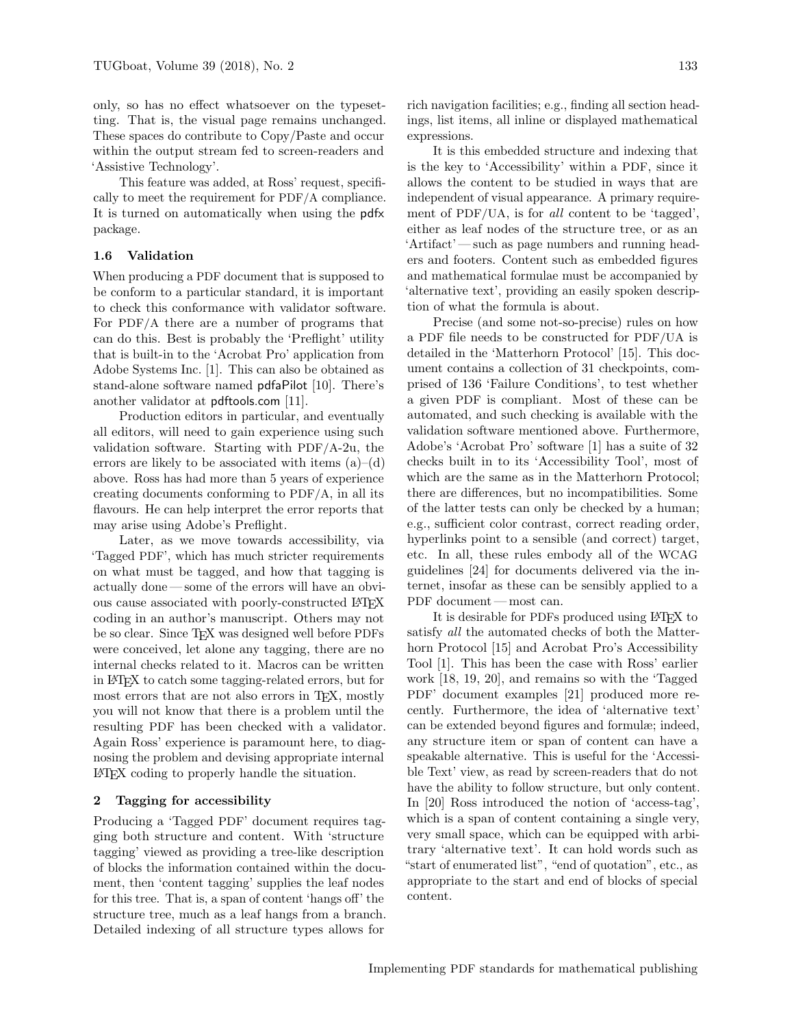only, so has no effect whatsoever on the typesetting. That is, the visual page remains unchanged. These spaces do contribute to Copy/Paste and occur within the output stream fed to screen-readers and 'Assistive Technology'.

This feature was added, at Ross' request, specifically to meet the requirement for PDF/A compliance. It is turned on automatically when using the pdfx package.

### 1.6 Validation

When producing a PDF document that is supposed to be conform to a particular standard, it is important to check this conformance with validator software. For PDF/A there are a number of programs that can do this. Best is probably the 'Preflight' utility that is built-in to the 'Acrobat Pro' application from Adobe Systems Inc. [1]. This can also be obtained as stand-alone software named pdfaPilot [10]. There's another validator at pdftools.com [11].

Production editors in particular, and eventually all editors, will need to gain experience using such validation software. Starting with PDF/A-2u, the errors are likely to be associated with items (a)–(d) above. Ross has had more than 5 years of experience creating documents conforming to PDF/A, in all its flavours. He can help interpret the error reports that may arise using Adobe's Preflight.

Later, as we move towards accessibility, via 'Tagged PDF', which has much stricter requirements on what must be tagged, and how that tagging is actually done — some of the errors will have an obvious cause associated with poorly-constructed LaTeX coding in an author's manuscript. Others may not be so clear. Since TeX was designed well before PDFs were conceived, let alone any tagging, there are no internal checks related to it. Macros can be written in LaTeX to catch some tagging-related errors, but for most errors that are not also errors in TeX, mostly you will not know that there is a problem until the resulting PDF has been checked with a validator. Again Ross' experience is paramount here, to diagnosing the problem and devising appropriate internal LaTeX coding to properly handle the situation.

## 2 Tagging for accessibility

Producing a 'Tagged PDF' document requires tagging both structure and content. With 'structure tagging' viewed as providing a tree-like description of blocks the information contained within the document, then 'content tagging' supplies the leaf nodes for this tree. That is, a span of content 'hangs off' the structure tree, much as a leaf hangs from a branch. Detailed indexing of all structure types allows for rich navigation facilities; e.g., finding all section headings, list items, all inline or displayed mathematical expressions.

It is this embedded structure and indexing that is the key to 'Accessibility' within a PDF, since it allows the content to be studied in ways that are independent of visual appearance. A primary requirement of PDF/UA, is for *all* content to be 'tagged', either as leaf nodes of the structure tree, or as an 'Artifact' — such as page numbers and running headers and footers. Content such as embedded figures and mathematical formulae must be accompanied by 'alternative text', providing an easily spoken description of what the formula is about.

Precise (and some not-so-precise) rules on how a PDF file needs to be constructed for PDF/UA is detailed in the 'Matterhorn Protocol' [15]. This document contains a collection of 31 checkpoints, comprised of 136 'Failure Conditions', to test whether a given PDF is compliant. Most of these can be automated, and such checking is available with the validation software mentioned above. Furthermore, Adobe's 'Acrobat Pro' software [1] has a suite of 32 checks built in to its 'Accessibility Tool', most of which are the same as in the Matterhorn Protocol; there are differences, but no incompatibilities. Some of the latter tests can only be checked by a human; e.g., sufficient color contrast, correct reading order, hyperlinks point to a sensible (and correct) target, etc. In all, these rules embody all of the WCAG guidelines [24] for documents delivered via the internet, insofar as these can be sensibly applied to a PDF document — most can.

It is desirable for PDFs produced using LaTeX to satisfy *all* the automated checks of both the Matterhorn Protocol [15] and Acrobat Pro's Accessibility Tool [1]. This has been the case with Ross' earlier work [18, 19, 20], and remains so with the 'Tagged PDF' document examples [21] produced more recently. Furthermore, the idea of 'alternative text' can be extended beyond figures and formulæ; indeed, any structure item or span of content can have a speakable alternative. This is useful for the 'Accessible Text' view, as read by screen-readers that do not have the ability to follow structure, but only content. In [20] Ross introduced the notion of 'access-tag', which is a span of content containing a single very, very small space, which can be equipped with arbitrary 'alternative text'. It can hold words such as "start of enumerated list", "end of quotation", etc., as appropriate to the start and end of blocks of special content.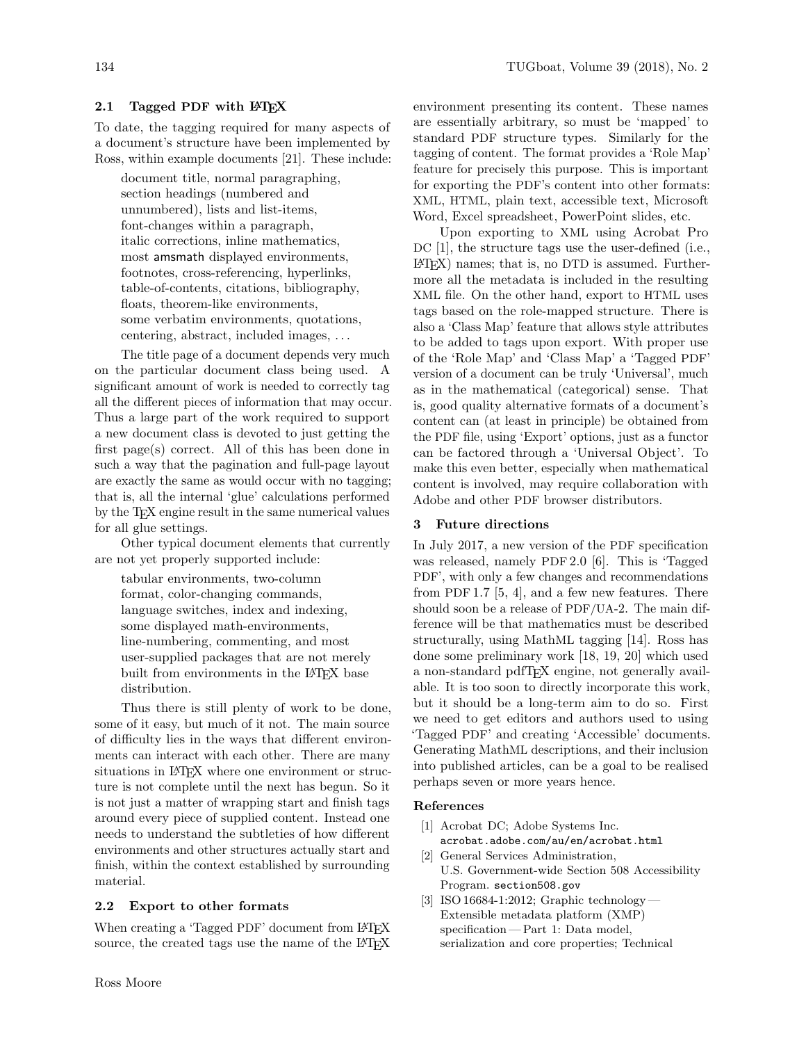### 2.1 Tagged PDF with LaTeX

To date, the tagging required for many aspects of a document's structure have been implemented by Ross, within example documents [21]. These include:

> document title, normal paragraphing, section headings (numbered and unnumbered), lists and list-items, font-changes within a paragraph, italic corrections, inline mathematics, most amsmath displayed environments, footnotes, cross-referencing, hyperlinks, table-of-contents, citations, bibliography, floats, theorem-like environments, some verbatim environments, quotations, centering, abstract, included images, ...

The title page of a document depends very much on the particular document class being used. A significant amount of work is needed to correctly tag all the different pieces of information that may occur. Thus a large part of the work required to support a new document class is devoted to just getting the first page(s) correct. All of this has been done in such a way that the pagination and full-page layout are exactly the same as would occur with no tagging; that is, all the internal 'glue' calculations performed by the TeX engine result in the same numerical values for all glue settings.

Other typical document elements that currently are not yet properly supported include:

> tabular environments, two-column format, color-changing commands, language switches, index and indexing, some displayed math-environments, line-numbering, commenting, and most user-supplied packages that are not merely built from environments in the LaTeX base distribution.

Thus there is still plenty of work to be done, some of it easy, but much of it not. The main source of difficulty lies in the ways that different environments can interact with each other. There are many situations in LaTeX where one environment or structure is not complete until the next has begun. So it is not just a matter of wrapping start and finish tags around every piece of supplied content. Instead one needs to understand the subtleties of how different environments and other structures actually start and finish, within the context established by surrounding material.

### 2.2 Export to other formats

When creating a 'Tagged PDF' document from LaTeX source, the created tags use the name of the LaTeX environment presenting its content. These names are essentially arbitrary, so must be 'mapped' to standard PDF structure types. Similarly for the tagging of content. The format provides a 'Role Map' feature for precisely this purpose. This is important for exporting the PDF's content into other formats: XML, HTML, plain text, accessible text, Microsoft Word, Excel spreadsheet, PowerPoint slides, etc.

Upon exporting to XML using Acrobat Pro DC [1], the structure tags use the user-defined (i.e., LaTeX) names; that is, no DTD is assumed. Furthermore all the metadata is included in the resulting XML file. On the other hand, export to HTML uses tags based on the role-mapped structure. There is also a 'Class Map' feature that allows style attributes to be added to tags upon export. With proper use of the 'Role Map' and 'Class Map' a 'Tagged PDF' version of a document can be truly 'Universal', much as in the mathematical (categorical) sense. That is, good quality alternative formats of a document's content can (at least in principle) be obtained from the PDF file, using 'Export' options, just as a functor can be factored through a 'Universal Object'. To make this even better, especially when mathematical content is involved, may require collaboration with Adobe and other PDF browser distributors.

## 3 Future directions

In July 2017, a new version of the PDF specification was released, namely PDF 2.0 [6]. This is 'Tagged PDF', with only a few changes and recommendations from PDF 1.7 [5, 4], and a few new features. There should soon be a release of PDF/UA-2. The main difference will be that mathematics must be described structurally, using MathML tagging [14]. Ross has done some preliminary work [18, 19, 20] which used a non-standard pdfTeX engine, not generally available. It is too soon to directly incorporate this work, but it should be a long-term aim to do so. First we need to get editors and authors used to using 'Tagged PDF' and creating 'Accessible' documents. Generating MathML descriptions, and their inclusion into published articles, can be a goal to be realised perhaps seven or more years hence.

### References

[1] Acrobat DC; Adobe Systems Inc. acrobat.adobe.com/au/en/acrobat.html

[2] General Services Administration, U.S. Government-wide Section 508 Accessibility Program. section508.gov

[3] ISO 16684-1:2012; Graphic technology — Extensible metadata platform (XMP) specification — Part 1: Data model, serialization and core properties; Technical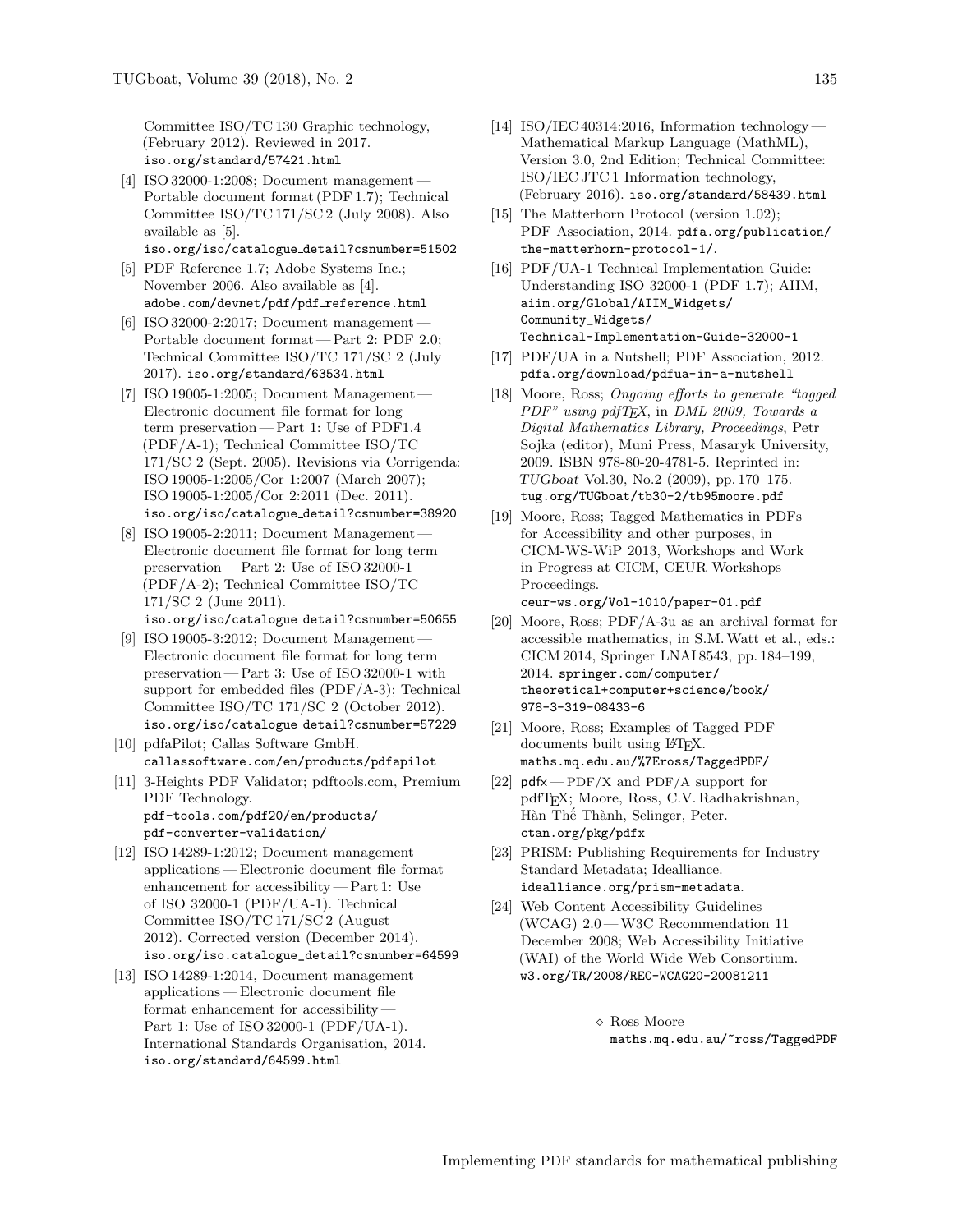Committee ISO/TC 130 Graphic technology, (February 2012). Reviewed in 2017. iso.org/standard/57421.html

[4] ISO 32000-1:2008; Document management — Portable document format (PDF 1.7); Technical Committee ISO/TC 171/SC 2 (July 2008). Also available as [5]. iso.org/iso/catalogue_detail?csnumber=51502

[5] PDF Reference 1.7; Adobe Systems Inc.; November 2006. Also available as [4]. adobe.com/devnet/pdf/pdf_reference.html

[6] ISO 32000-2:2017; Document management — Portable document format — Part 2: PDF 2.0; Technical Committee ISO/TC 171/SC 2 (July 2017). iso.org/standard/63534.html

[7] ISO 19005-1:2005; Document Management — Electronic document file format for long term preservation — Part 1: Use of PDF1.4 (PDF/A-1); Technical Committee ISO/TC 171/SC 2 (Sept. 2005). Revisions via Corrigenda: ISO 19005-1:2005/Cor 1:2007 (March 2007); ISO 19005-1:2005/Cor 2:2011 (Dec. 2011). iso.org/iso/catalogue_detail?csnumber=38920

[8] ISO 19005-2:2011; Document Management — Electronic document file format for long term preservation — Part 2: Use of ISO 32000-1 (PDF/A-2); Technical Committee ISO/TC 171/SC 2 (June 2011). iso.org/iso/catalogue_detail?csnumber=50655

[9] ISO 19005-3:2012; Document Management — Electronic document file format for long term preservation — Part 3: Use of ISO 32000-1 with support for embedded files (PDF/A-3); Technical Committee ISO/TC 171/SC 2 (October 2012). iso.org/iso/catalogue_detail?csnumber=57229

[10] pdfaPilot; Callas Software GmbH. callassoftware.com/en/products/pdfapilot

[11] 3-Heights PDF Validator; pdftools.com, Premium PDF Technology. pdf-tools.com/pdf20/en/products/pdf-converter-validation/

[12] ISO 14289-1:2012; Document management applications — Electronic document file format enhancement for accessibility — Part 1: Use of ISO 32000-1 (PDF/UA-1). Technical Committee ISO/TC 171/SC 2 (August 2012). Corrected version (December 2014). iso.org/iso.catalogue_detail?csnumber=64599

[13] ISO 14289-1:2014, Document management applications — Electronic document file format enhancement for accessibility — Part 1: Use of ISO 32000-1 (PDF/UA-1). International Standards Organisation, 2014. iso.org/standard/64599.html

[14] ISO/IEC 40314:2016, Information technology — Mathematical Markup Language (MathML), Version 3.0, 2nd Edition; Technical Committee: ISO/IEC JTC 1 Information technology, (February 2016). iso.org/standard/58439.html

[15] The Matterhorn Protocol (version 1.02); PDF Association, 2014. pdfa.org/publication/the-matterhorn-protocol-1/.

[16] PDF/UA-1 Technical Implementation Guide: Understanding ISO 32000-1 (PDF 1.7); AIIM, aiim.org/Global/AIIM_Widgets/Community_Widgets/Technical-Implementation-Guide-32000-1

[17] PDF/UA in a Nutshell; PDF Association, 2012. pdfa.org/download/pdfua-in-a-nutshell

[18] Moore, Ross; *Ongoing efforts to generate "tagged PDF" using pdfTEX*, in *DML 2009, Towards a Digital Mathematics Library, Proceedings*, Petr Sojka (editor), Muni Press, Masaryk University, 2009. ISBN 978-80-20-4781-5. Reprinted in: *TUGboat* Vol.30, No.2 (2009), pp. 170–175. tug.org/TUGboat/tb30-2/tb95moore.pdf

[19] Moore, Ross; Tagged Mathematics in PDFs for Accessibility and other purposes, in CICM-WS-WiP 2013, Workshops and Work in Progress at CICM, CEUR Workshops Proceedings. ceur-ws.org/Vol-1010/paper-01.pdf

[20] Moore, Ross; PDF/A-3u as an archival format for accessible mathematics, in S.M. Watt et al., eds.: CICM 2014, Springer LNAI 8543, pp. 184–199, 2014. springer.com/computer/theoretical+computer+science/book/978-3-319-08433-6

[21] Moore, Ross; Examples of Tagged PDF documents built using LaTeX. maths.mq.edu.au/%7Eross/TaggedPDF/

[22] pdfx — PDF/X and PDF/A support for pdfTEX; Moore, Ross, C.V. Radhakrishnan, Hàn Thế Thành, Selinger, Peter. ctan.org/pkg/pdfx

[23] PRISM: Publishing Requirements for Industry Standard Metadata; Idealliance. idealliance.org/prism-metadata.

[24] Web Content Accessibility Guidelines (WCAG) 2.0 — W3C Recommendation 11 December 2008; Web Accessibility Initiative (WAI) of the World Wide Web Consortium. w3.org/TR/2008/REC-WCAG20-20081211

◇ Ross Moore
maths.mq.edu.au/~ross/TaggedPDF